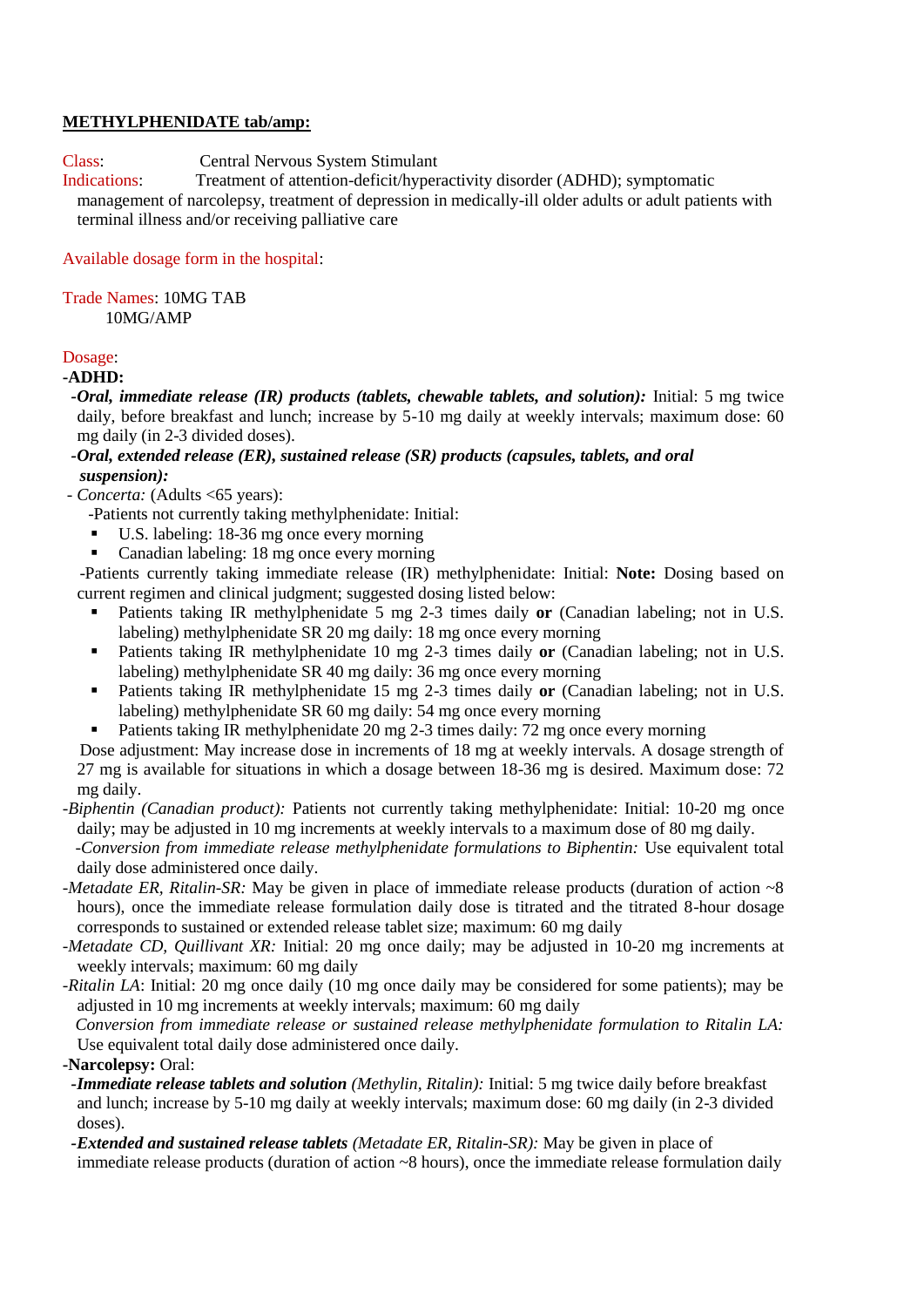**METHYLPHENIDATE tab/amp:**

Class: Central Nervous System Stimulant

Indications: Treatment of attention-deficit/hyperactivity disorder (ADHD); symptomatic management of narcolepsy, treatment of depression in medically-ill older adults or adult patients with terminal illness and/or receiving palliative care

Available dosage form in the hospital:

Trade Names: 10MG TAB
10MG/AMP

Dosage:

**-ADHD:**

-***Oral, immediate release (IR) products (tablets, chewable tablets, and solution):*** Initial: 5 mg twice daily, before breakfast and lunch; increase by 5-10 mg daily at weekly intervals; maximum dose: 60 mg daily (in 2-3 divided doses).

-***Oral, extended release (ER), sustained release (SR) products (capsules, tablets, and oral suspension):***

- *Concerta:* (Adults <65 years):

-Patients not currently taking methylphenidate: Initial:

- U.S. labeling: 18-36 mg once every morning
- Canadian labeling: 18 mg once every morning

-Patients currently taking immediate release (IR) methylphenidate: Initial: **Note:** Dosing based on current regimen and clinical judgment; suggested dosing listed below:

- Patients taking IR methylphenidate 5 mg 2-3 times daily **or** (Canadian labeling; not in U.S. labeling) methylphenidate SR 20 mg daily: 18 mg once every morning
- Patients taking IR methylphenidate 10 mg 2-3 times daily **or** (Canadian labeling; not in U.S. labeling) methylphenidate SR 40 mg daily: 36 mg once every morning
- Patients taking IR methylphenidate 15 mg 2-3 times daily **or** (Canadian labeling; not in U.S. labeling) methylphenidate SR 60 mg daily: 54 mg once every morning
- Patients taking IR methylphenidate 20 mg 2-3 times daily: 72 mg once every morning

Dose adjustment: May increase dose in increments of 18 mg at weekly intervals. A dosage strength of 27 mg is available for situations in which a dosage between 18-36 mg is desired. Maximum dose: 72 mg daily.

-*Biphentin (Canadian product):* Patients not currently taking methylphenidate: Initial: 10-20 mg once daily; may be adjusted in 10 mg increments at weekly intervals to a maximum dose of 80 mg daily.

-*Conversion from immediate release methylphenidate formulations to Biphentin:* Use equivalent total daily dose administered once daily.

-*Metadate ER, Ritalin-SR:* May be given in place of immediate release products (duration of action ~8 hours), once the immediate release formulation daily dose is titrated and the titrated 8-hour dosage corresponds to sustained or extended release tablet size; maximum: 60 mg daily

-*Metadate CD, Quillivant XR:* Initial: 20 mg once daily; may be adjusted in 10-20 mg increments at weekly intervals; maximum: 60 mg daily

-*Ritalin LA*: Initial: 20 mg once daily (10 mg once daily may be considered for some patients); may be adjusted in 10 mg increments at weekly intervals; maximum: 60 mg daily

*Conversion from immediate release or sustained release methylphenidate formulation to Ritalin LA:* Use equivalent total daily dose administered once daily.

**-Narcolepsy:** Oral:

-***Immediate release tablets and solution*** *(Methylin, Ritalin):* Initial: 5 mg twice daily before breakfast and lunch; increase by 5-10 mg daily at weekly intervals; maximum dose: 60 mg daily (in 2-3 divided doses).

-***Extended and sustained release tablets*** *(Metadate ER, Ritalin-SR):* May be given in place of immediate release products (duration of action ~8 hours), once the immediate release formulation daily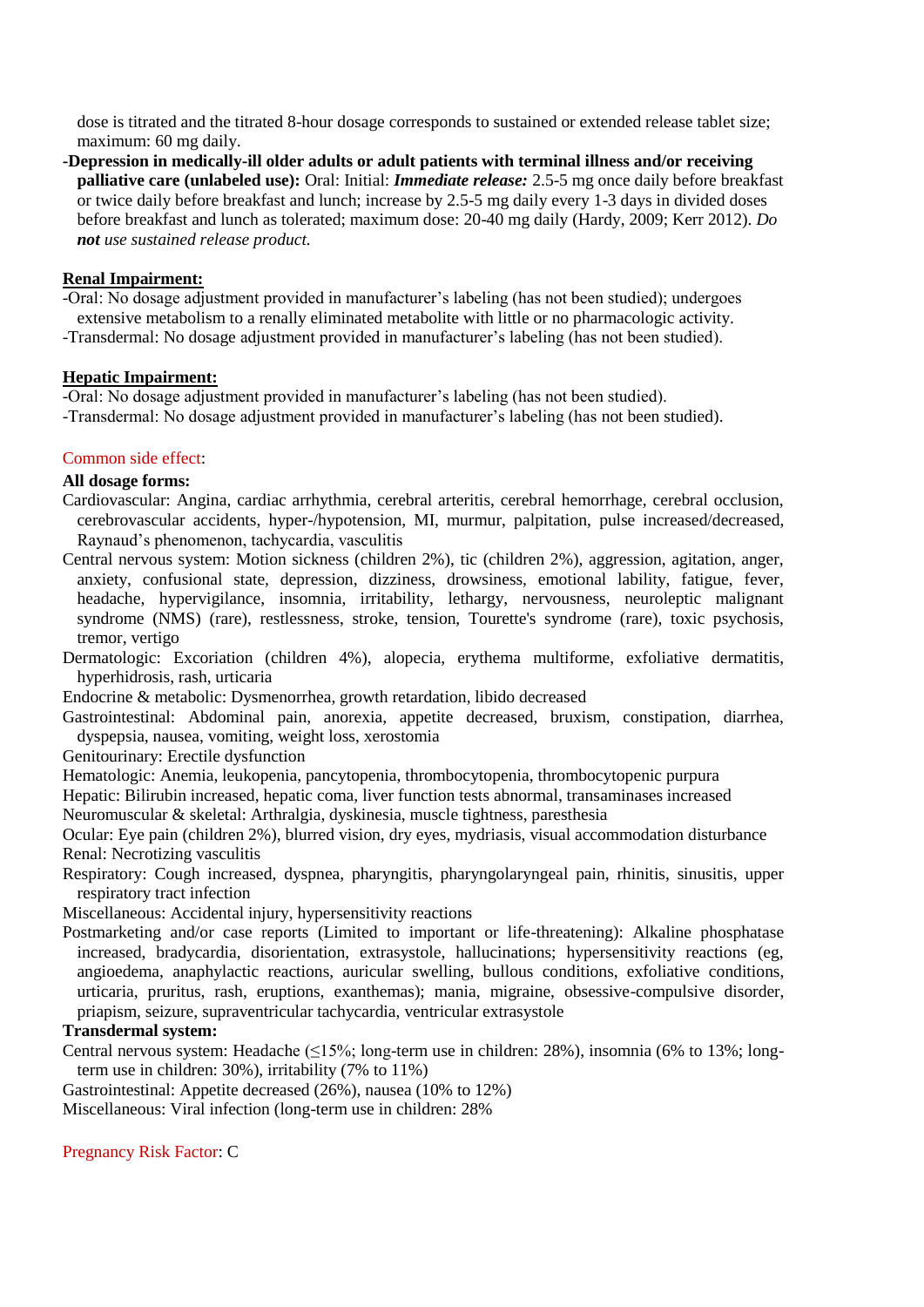dose is titrated and the titrated 8-hour dosage corresponds to sustained or extended release tablet size; maximum: 60 mg daily.

**-Depression in medically-ill older adults or adult patients with terminal illness and/or receiving palliative care (unlabeled use):** Oral: Initial: ***Immediate release:*** 2.5-5 mg once daily before breakfast or twice daily before breakfast and lunch; increase by 2.5-5 mg daily every 1-3 days in divided doses before breakfast and lunch as tolerated; maximum dose: 20-40 mg daily (Hardy, 2009; Kerr 2012). ***Do not*** *use sustained release product.*

**Renal Impairment:**

-Oral: No dosage adjustment provided in manufacturer's labeling (has not been studied); undergoes extensive metabolism to a renally eliminated metabolite with little or no pharmacologic activity.

-Transdermal: No dosage adjustment provided in manufacturer's labeling (has not been studied).

**Hepatic Impairment:**

-Oral: No dosage adjustment provided in manufacturer's labeling (has not been studied).

-Transdermal: No dosage adjustment provided in manufacturer's labeling (has not been studied).

Common side effect:

**All dosage forms:**

Cardiovascular: Angina, cardiac arrhythmia, cerebral arteritis, cerebral hemorrhage, cerebral occlusion, cerebrovascular accidents, hyper-/hypotension, MI, murmur, palpitation, pulse increased/decreased, Raynaud's phenomenon, tachycardia, vasculitis

Central nervous system: Motion sickness (children 2%), tic (children 2%), aggression, agitation, anger, anxiety, confusional state, depression, dizziness, drowsiness, emotional lability, fatigue, fever, headache, hypervigilance, insomnia, irritability, lethargy, nervousness, neuroleptic malignant syndrome (NMS) (rare), restlessness, stroke, tension, Tourette's syndrome (rare), toxic psychosis, tremor, vertigo

Dermatologic: Excoriation (children 4%), alopecia, erythema multiforme, exfoliative dermatitis, hyperhidrosis, rash, urticaria

Endocrine & metabolic: Dysmenorrhea, growth retardation, libido decreased

Gastrointestinal: Abdominal pain, anorexia, appetite decreased, bruxism, constipation, diarrhea, dyspepsia, nausea, vomiting, weight loss, xerostomia

Genitourinary: Erectile dysfunction

Hematologic: Anemia, leukopenia, pancytopenia, thrombocytopenia, thrombocytopenic purpura

Hepatic: Bilirubin increased, hepatic coma, liver function tests abnormal, transaminases increased

Neuromuscular & skeletal: Arthralgia, dyskinesia, muscle tightness, paresthesia

Ocular: Eye pain (children 2%), blurred vision, dry eyes, mydriasis, visual accommodation disturbance

Renal: Necrotizing vasculitis

Respiratory: Cough increased, dyspnea, pharyngitis, pharyngolaryngeal pain, rhinitis, sinusitis, upper respiratory tract infection

Miscellaneous: Accidental injury, hypersensitivity reactions

Postmarketing and/or case reports (Limited to important or life-threatening): Alkaline phosphatase increased, bradycardia, disorientation, extrasystole, hallucinations; hypersensitivity reactions (eg, angioedema, anaphylactic reactions, auricular swelling, bullous conditions, exfoliative conditions, urticaria, pruritus, rash, eruptions, exanthemas); mania, migraine, obsessive-compulsive disorder, priapism, seizure, supraventricular tachycardia, ventricular extrasystole

**Transdermal system:**

Central nervous system: Headache (≤15%; long-term use in children: 28%), insomnia (6% to 13%; long-term use in children: 30%), irritability (7% to 11%)

Gastrointestinal: Appetite decreased (26%), nausea (10% to 12%)

Miscellaneous: Viral infection (long-term use in children: 28%

Pregnancy Risk Factor: C